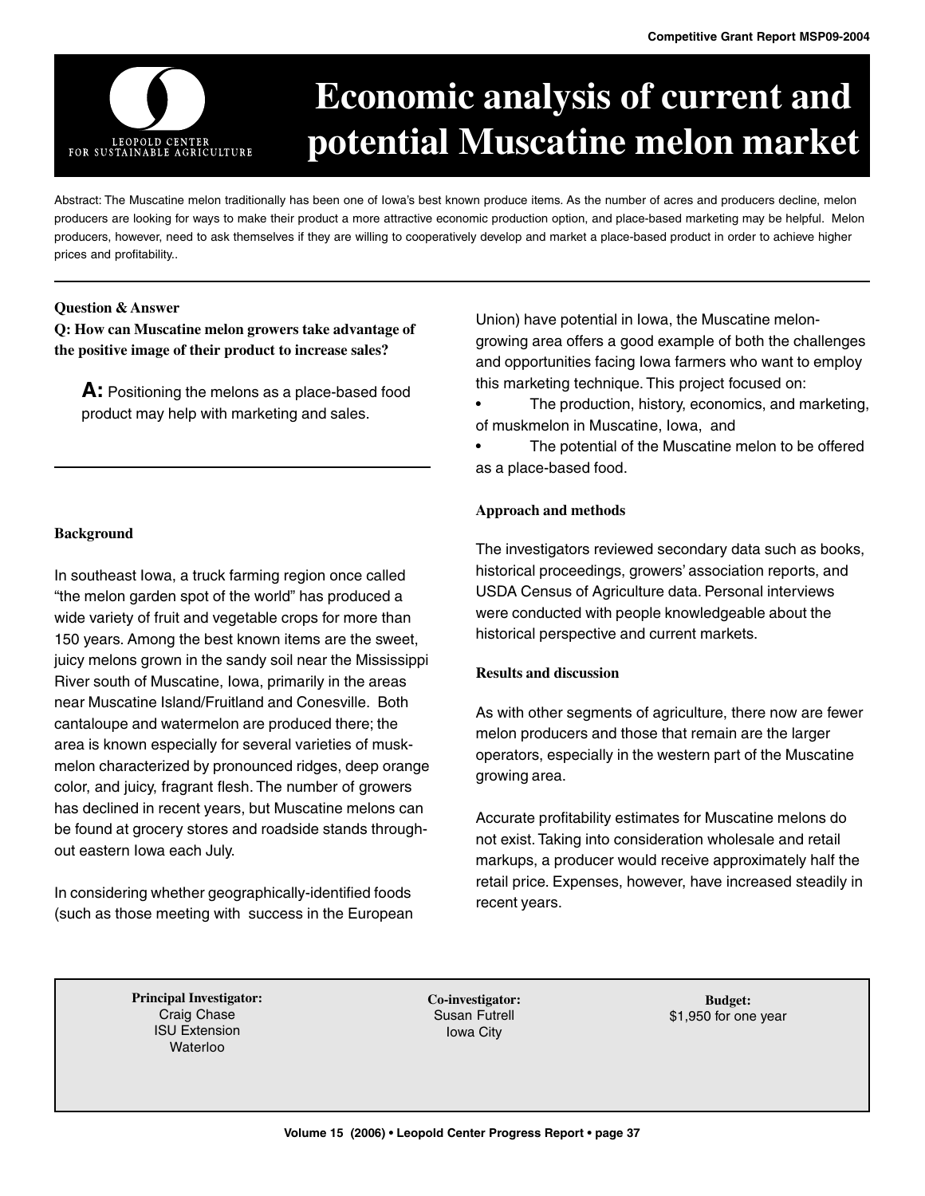Competitive Grant Report MSP09-2004

# Economic analysis of current and potential Muscatine melon market

LEOPOLD CENTER FOR SUSTAINABLE AGRICULTURE

Abstract: The Muscatine melon traditionally has been one of Iowa's best known produce items. As the number of acres and producers decline, melon producers are looking for ways to make their product a more attractive economic production option, and place-based marketing may be helpful. Melon producers, however, need to ask themselves if they are willing to cooperatively develop and market a place-based product in order to achieve higher prices and profitability..

---

**Question & Answer**

**Q: How can Muscatine melon growers take advantage of the positive image of their product to increase sales?**

**A:** Positioning the melons as a place-based food product may help with marketing and sales.

---

## Background

In southeast Iowa, a truck farming region once called "the melon garden spot of the world" has produced a wide variety of fruit and vegetable crops for more than 150 years. Among the best known items are the sweet, juicy melons grown in the sandy soil near the Mississippi River south of Muscatine, Iowa, primarily in the areas near Muscatine Island/Fruitland and Conesville. Both cantaloupe and watermelon are produced there; the area is known especially for several varieties of musk-melon characterized by pronounced ridges, deep orange color, and juicy, fragrant flesh. The number of growers has declined in recent years, but Muscatine melons can be found at grocery stores and roadside stands through-out eastern Iowa each July.

In considering whether geographically-identified foods (such as those meeting with success in the European Union) have potential in Iowa, the Muscatine melon-growing area offers a good example of both the challenges and opportunities facing Iowa farmers who want to employ this marketing technique. This project focused on:

- The production, history, economics, and marketing, of muskmelon in Muscatine, Iowa, and
- The potential of the Muscatine melon to be offered as a place-based food.

## Approach and methods

The investigators reviewed secondary data such as books, historical proceedings, growers' association reports, and USDA Census of Agriculture data. Personal interviews were conducted with people knowledgeable about the historical perspective and current markets.

## Results and discussion

As with other segments of agriculture, there now are fewer melon producers and those that remain are the larger operators, especially in the western part of the Muscatine growing area.

Accurate profitability estimates for Muscatine melons do not exist. Taking into consideration wholesale and retail markups, a producer would receive approximately half the retail price. Expenses, however, have increased steadily in recent years.

| **Principal Investigator:** | **Co-investigator:** | **Budget:** |
| --- | --- | --- |
| Craig Chase<br>ISU Extension<br>Waterloo | Susan Futrell<br>Iowa City | $1,950 for one year |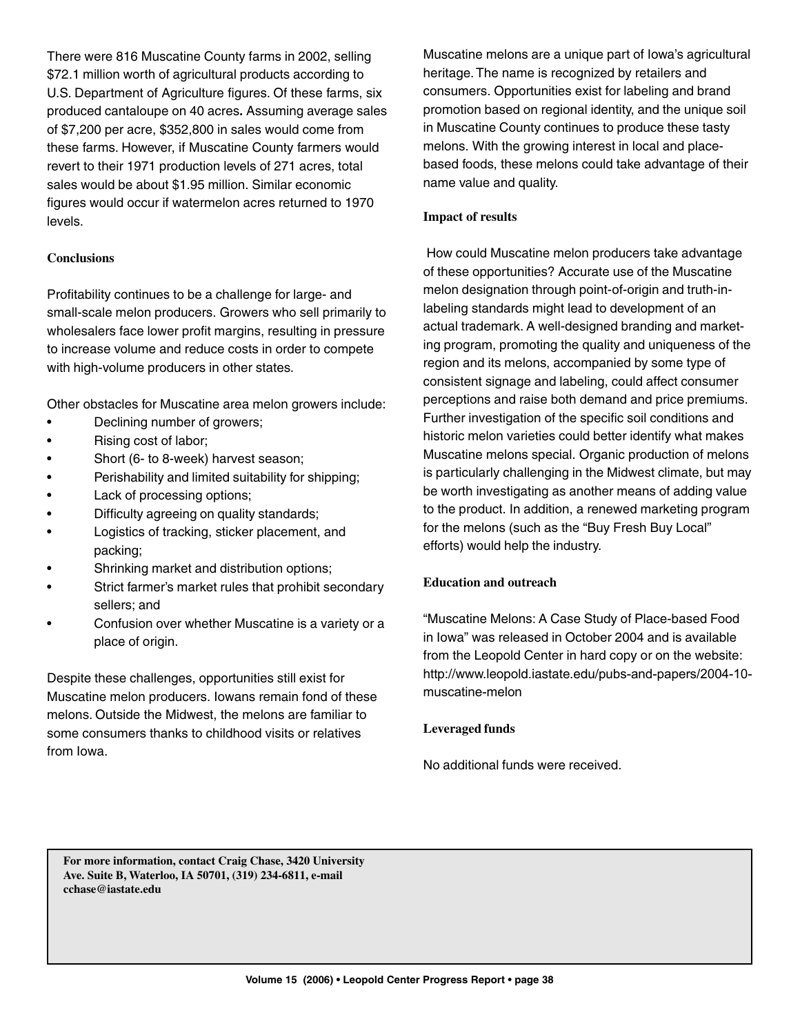There were 816 Muscatine County farms in 2002, selling $72.1 million worth of agricultural products according to U.S. Department of Agriculture figures. Of these farms, six produced cantaloupe on 40 acres**.** Assuming average sales of $7,200 per acre, $352,800 in sales would come from these farms. However, if Muscatine County farmers would revert to their 1971 production levels of 271 acres, total sales would be about $1.95 million. Similar economic figures would occur if watermelon acres returned to 1970 levels.

**Conclusions**

Profitability continues to be a challenge for large- and small-scale melon producers. Growers who sell primarily to wholesalers face lower profit margins, resulting in pressure to increase volume and reduce costs in order to compete with high-volume producers in other states.

Other obstacles for Muscatine area melon growers include:

- Declining number of growers;
- Rising cost of labor;
- Short (6- to 8-week) harvest season;
- Perishability and limited suitability for shipping;
- Lack of processing options;
- Difficulty agreeing on quality standards;
- Logistics of tracking, sticker placement, and packing;
- Shrinking market and distribution options;
- Strict farmer's market rules that prohibit secondary sellers; and
- Confusion over whether Muscatine is a variety or a place of origin.

Despite these challenges, opportunities still exist for Muscatine melon producers. Iowans remain fond of these melons. Outside the Midwest, the melons are familiar to some consumers thanks to childhood visits or relatives from Iowa.

Muscatine melons are a unique part of Iowa's agricultural heritage. The name is recognized by retailers and consumers. Opportunities exist for labeling and brand promotion based on regional identity, and the unique soil in Muscatine County continues to produce these tasty melons. With the growing interest in local and place-based foods, these melons could take advantage of their name value and quality.

**Impact of results**

How could Muscatine melon producers take advantage of these opportunities? Accurate use of the Muscatine melon designation through point-of-origin and truth-in-labeling standards might lead to development of an actual trademark. A well-designed branding and marketing program, promoting the quality and uniqueness of the region and its melons, accompanied by some type of consistent signage and labeling, could affect consumer perceptions and raise both demand and price premiums. Further investigation of the specific soil conditions and historic melon varieties could better identify what makes Muscatine melons special. Organic production of melons is particularly challenging in the Midwest climate, but may be worth investigating as another means of adding value to the product. In addition, a renewed marketing program for the melons (such as the "Buy Fresh Buy Local" efforts) would help the industry.

**Education and outreach**

"Muscatine Melons: A Case Study of Place-based Food in Iowa" was released in October 2004 and is available from the Leopold Center in hard copy or on the website: http://www.leopold.iastate.edu/pubs-and-papers/2004-10-muscatine-melon

**Leveraged funds**

No additional funds were received.

**For more information, contact Craig Chase, 3420 University Ave. Suite B, Waterloo, IA 50701, (319) 234-6811, e-mail cchase@iastate.edu**